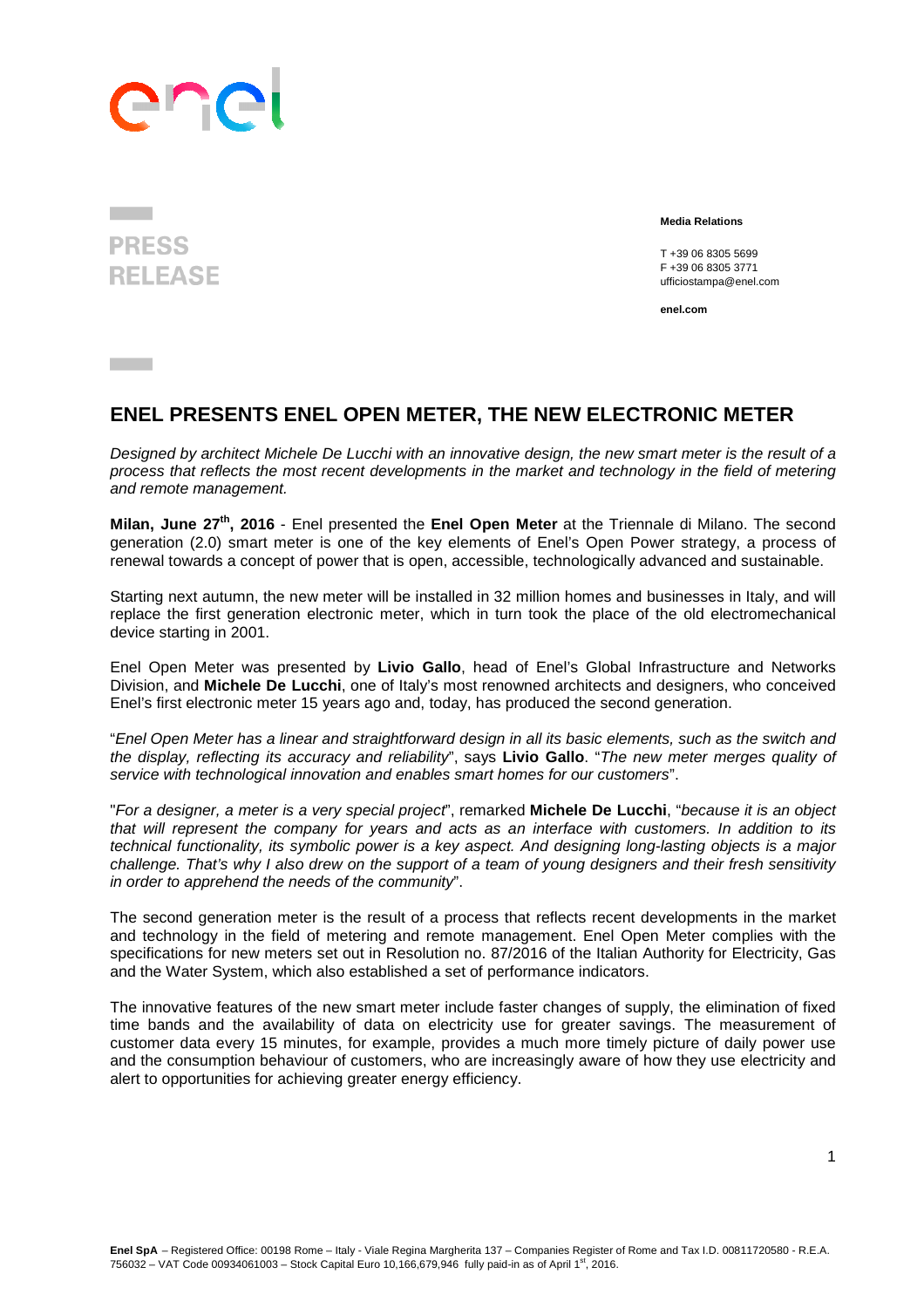**PRESS RELEASE**

**Media Relations**

T +39 06 8305 5699
F +39 06 8305 3771
ufficiostampa@enel.com

**enel.com**

# ENEL PRESENTS ENEL OPEN METER, THE NEW ELECTRONIC METER

*Designed by architect Michele De Lucchi with an innovative design, the new smart meter is the result of a process that reflects the most recent developments in the market and technology in the field of metering and remote management.*

**Milan, June 27th, 2016** - Enel presented the **Enel Open Meter** at the Triennale di Milano. The second generation (2.0) smart meter is one of the key elements of Enel's Open Power strategy, a process of renewal towards a concept of power that is open, accessible, technologically advanced and sustainable.

Starting next autumn, the new meter will be installed in 32 million homes and businesses in Italy, and will replace the first generation electronic meter, which in turn took the place of the old electromechanical device starting in 2001.

Enel Open Meter was presented by **Livio Gallo**, head of Enel's Global Infrastructure and Networks Division, and **Michele De Lucchi**, one of Italy's most renowned architects and designers, who conceived Enel's first electronic meter 15 years ago and, today, has produced the second generation.

"*Enel Open Meter has a linear and straightforward design in all its basic elements, such as the switch and the display, reflecting its accuracy and reliability*", says **Livio Gallo**. "*The new meter merges quality of service with technological innovation and enables smart homes for our customers*".

"*For a designer, a meter is a very special project*", remarked **Michele De Lucchi**, "*because it is an object that will represent the company for years and acts as an interface with customers. In addition to its technical functionality, its symbolic power is a key aspect. And designing long-lasting objects is a major challenge. That's why I also drew on the support of a team of young designers and their fresh sensitivity in order to apprehend the needs of the community*".

The second generation meter is the result of a process that reflects recent developments in the market and technology in the field of metering and remote management. Enel Open Meter complies with the specifications for new meters set out in Resolution no. 87/2016 of the Italian Authority for Electricity, Gas and the Water System, which also established a set of performance indicators.

The innovative features of the new smart meter include faster changes of supply, the elimination of fixed time bands and the availability of data on electricity use for greater savings. The measurement of customer data every 15 minutes, for example, provides a much more timely picture of daily power use and the consumption behaviour of customers, who are increasingly aware of how they use electricity and alert to opportunities for achieving greater energy efficiency.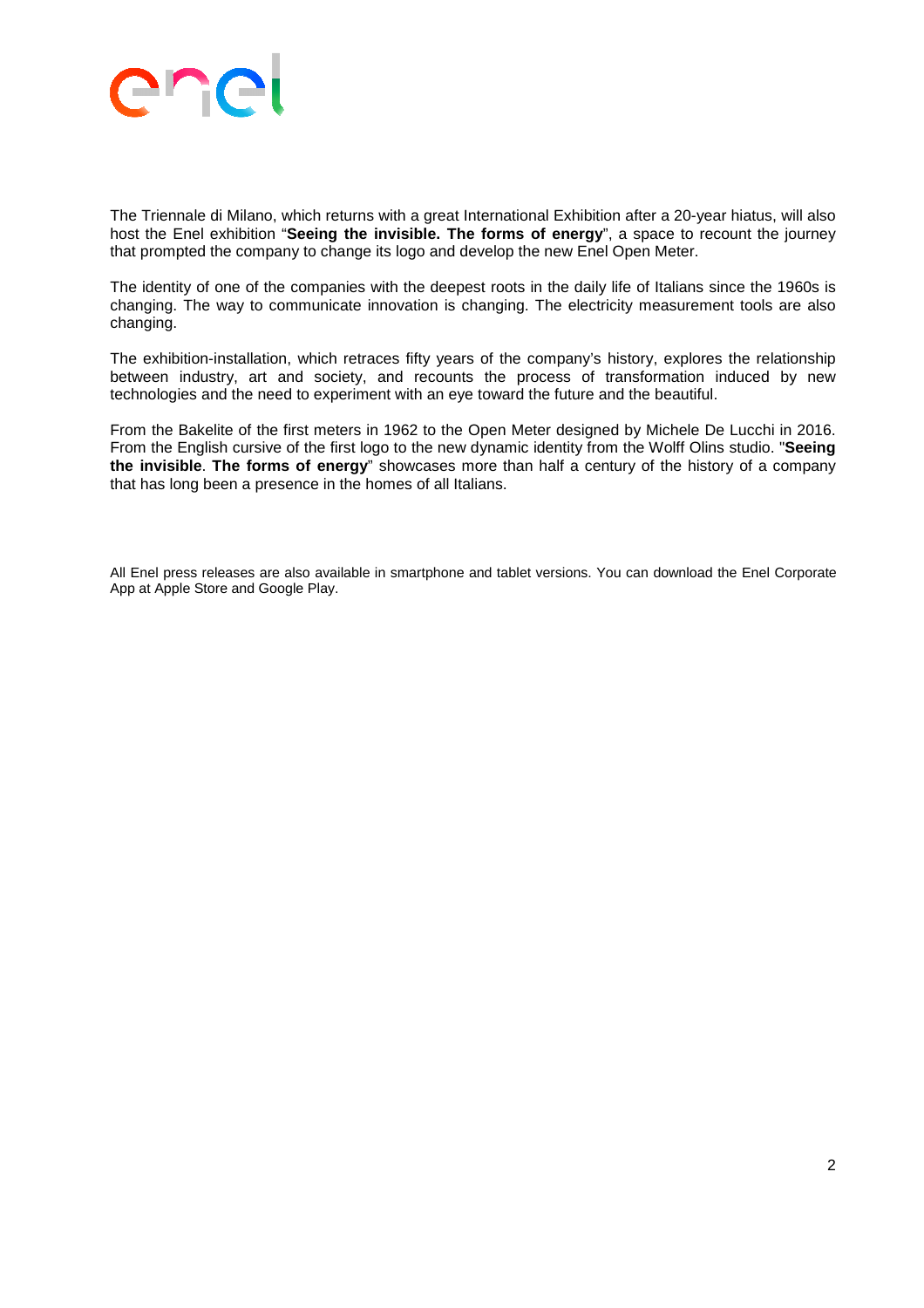The Triennale di Milano, which returns with a great International Exhibition after a 20-year hiatus, will also host the Enel exhibition “**Seeing the invisible. The forms of energy**”, a space to recount the journey that prompted the company to change its logo and develop the new Enel Open Meter.

The identity of one of the companies with the deepest roots in the daily life of Italians since the 1960s is changing. The way to communicate innovation is changing. The electricity measurement tools are also changing.

The exhibition-installation, which retraces fifty years of the company’s history, explores the relationship between industry, art and society, and recounts the process of transformation induced by new technologies and the need to experiment with an eye toward the future and the beautiful.

From the Bakelite of the first meters in 1962 to the Open Meter designed by Michele De Lucchi in 2016. From the English cursive of the first logo to the new dynamic identity from the Wolff Olins studio. "**Seeing the invisible**. **The forms of energy**" showcases more than half a century of the history of a company that has long been a presence in the homes of all Italians.

All Enel press releases are also available in smartphone and tablet versions. You can download the Enel Corporate App at Apple Store and Google Play.